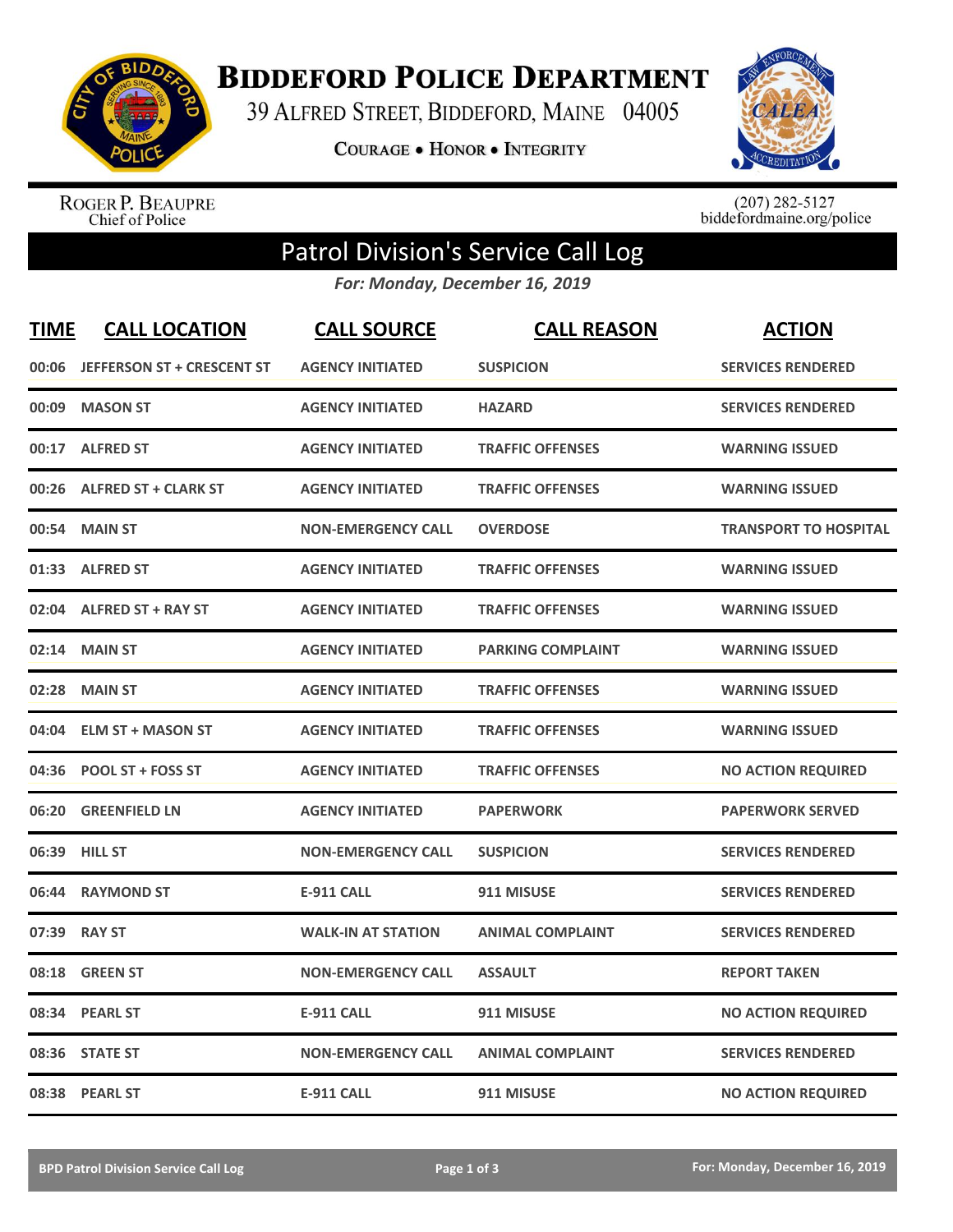# Biddeford Police Department

39 Alfred Street, Biddeford, Maine 04005

**Courage • Honor • Integrity**

Roger P. Beaupre
Chief of Police

(207) 282-5127
biddefordmaine.org/police

## Patrol Division's Service Call Log

*For: Monday, December 16, 2019*

| TIME | CALL LOCATION | CALL SOURCE | CALL REASON | ACTION |
|---|---|---|---|---|
| 00:06 | JEFFERSON ST + CRESCENT ST | AGENCY INITIATED | SUSPICION | SERVICES RENDERED |
| 00:09 | MASON ST | AGENCY INITIATED | HAZARD | SERVICES RENDERED |
| 00:17 | ALFRED ST | AGENCY INITIATED | TRAFFIC OFFENSES | WARNING ISSUED |
| 00:26 | ALFRED ST + CLARK ST | AGENCY INITIATED | TRAFFIC OFFENSES | WARNING ISSUED |
| 00:54 | MAIN ST | NON-EMERGENCY CALL | OVERDOSE | TRANSPORT TO HOSPITAL |
| 01:33 | ALFRED ST | AGENCY INITIATED | TRAFFIC OFFENSES | WARNING ISSUED |
| 02:04 | ALFRED ST + RAY ST | AGENCY INITIATED | TRAFFIC OFFENSES | WARNING ISSUED |
| 02:14 | MAIN ST | AGENCY INITIATED | PARKING COMPLAINT | WARNING ISSUED |
| 02:28 | MAIN ST | AGENCY INITIATED | TRAFFIC OFFENSES | WARNING ISSUED |
| 04:04 | ELM ST + MASON ST | AGENCY INITIATED | TRAFFIC OFFENSES | WARNING ISSUED |
| 04:36 | POOL ST + FOSS ST | AGENCY INITIATED | TRAFFIC OFFENSES | NO ACTION REQUIRED |
| 06:20 | GREENFIELD LN | AGENCY INITIATED | PAPERWORK | PAPERWORK SERVED |
| 06:39 | HILL ST | NON-EMERGENCY CALL | SUSPICION | SERVICES RENDERED |
| 06:44 | RAYMOND ST | E-911 CALL | 911 MISUSE | SERVICES RENDERED |
| 07:39 | RAY ST | WALK-IN AT STATION | ANIMAL COMPLAINT | SERVICES RENDERED |
| 08:18 | GREEN ST | NON-EMERGENCY CALL | ASSAULT | REPORT TAKEN |
| 08:34 | PEARL ST | E-911 CALL | 911 MISUSE | NO ACTION REQUIRED |
| 08:36 | STATE ST | NON-EMERGENCY CALL | ANIMAL COMPLAINT | SERVICES RENDERED |
| 08:38 | PEARL ST | E-911 CALL | 911 MISUSE | NO ACTION REQUIRED |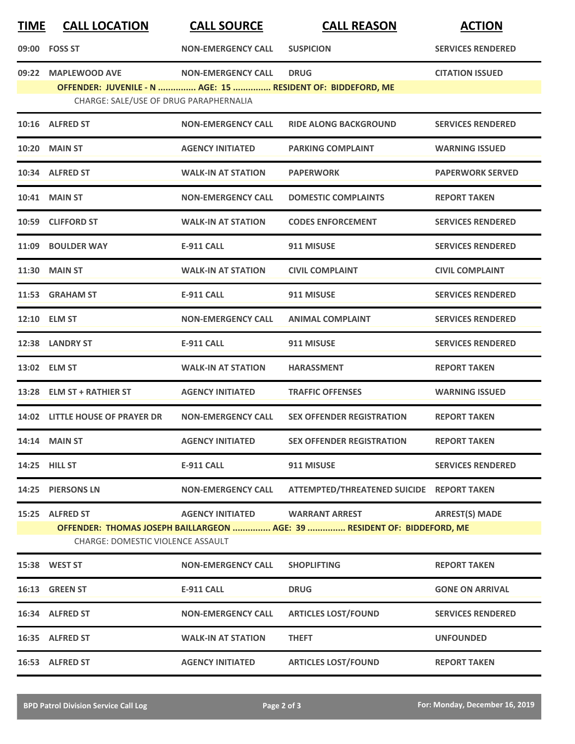| TIME | CALL LOCATION | CALL SOURCE | CALL REASON | ACTION |
|---|---|---|---|---|
| 09:00 | FOSS ST | NON-EMERGENCY CALL | SUSPICION | SERVICES RENDERED |
| 09:22 | MAPLEWOOD AVE | NON-EMERGENCY CALL | DRUG | CITATION ISSUED |
| | OFFENDER: JUVENILE - N ............... AGE: 15 ............... RESIDENT OF: BIDDEFORD, ME | | | |
| | CHARGE: SALE/USE OF DRUG PARAPHERNALIA | | | |
| 10:16 | ALFRED ST | NON-EMERGENCY CALL | RIDE ALONG BACKGROUND | SERVICES RENDERED |
| 10:20 | MAIN ST | AGENCY INITIATED | PARKING COMPLAINT | WARNING ISSUED |
| 10:34 | ALFRED ST | WALK-IN AT STATION | PAPERWORK | PAPERWORK SERVED |
| 10:41 | MAIN ST | NON-EMERGENCY CALL | DOMESTIC COMPLAINTS | REPORT TAKEN |
| 10:59 | CLIFFORD ST | WALK-IN AT STATION | CODES ENFORCEMENT | SERVICES RENDERED |
| 11:09 | BOULDER WAY | E-911 CALL | 911 MISUSE | SERVICES RENDERED |
| 11:30 | MAIN ST | WALK-IN AT STATION | CIVIL COMPLAINT | CIVIL COMPLAINT |
| 11:53 | GRAHAM ST | E-911 CALL | 911 MISUSE | SERVICES RENDERED |
| 12:10 | ELM ST | NON-EMERGENCY CALL | ANIMAL COMPLAINT | SERVICES RENDERED |
| 12:38 | LANDRY ST | E-911 CALL | 911 MISUSE | SERVICES RENDERED |
| 13:02 | ELM ST | WALK-IN AT STATION | HARASSMENT | REPORT TAKEN |
| 13:28 | ELM ST + RATHIER ST | AGENCY INITIATED | TRAFFIC OFFENSES | WARNING ISSUED |
| 14:02 | LITTLE HOUSE OF PRAYER DR | NON-EMERGENCY CALL | SEX OFFENDER REGISTRATION | REPORT TAKEN |
| 14:14 | MAIN ST | AGENCY INITIATED | SEX OFFENDER REGISTRATION | REPORT TAKEN |
| 14:25 | HILL ST | E-911 CALL | 911 MISUSE | SERVICES RENDERED |
| 14:25 | PIERSONS LN | NON-EMERGENCY CALL | ATTEMPTED/THREATENED SUICIDE | REPORT TAKEN |
| 15:25 | ALFRED ST | AGENCY INITIATED | WARRANT ARREST | ARREST(S) MADE |
| | OFFENDER: THOMAS JOSEPH BAILLARGEON ............... AGE: 39 ............... RESIDENT OF: BIDDEFORD, ME | | | |
| | CHARGE: DOMESTIC VIOLENCE ASSAULT | | | |
| 15:38 | WEST ST | NON-EMERGENCY CALL | SHOPLIFTING | REPORT TAKEN |
| 16:13 | GREEN ST | E-911 CALL | DRUG | GONE ON ARRIVAL |
| 16:34 | ALFRED ST | NON-EMERGENCY CALL | ARTICLES LOST/FOUND | SERVICES RENDERED |
| 16:35 | ALFRED ST | WALK-IN AT STATION | THEFT | UNFOUNDED |
| 16:53 | ALFRED ST | AGENCY INITIATED | ARTICLES LOST/FOUND | REPORT TAKEN |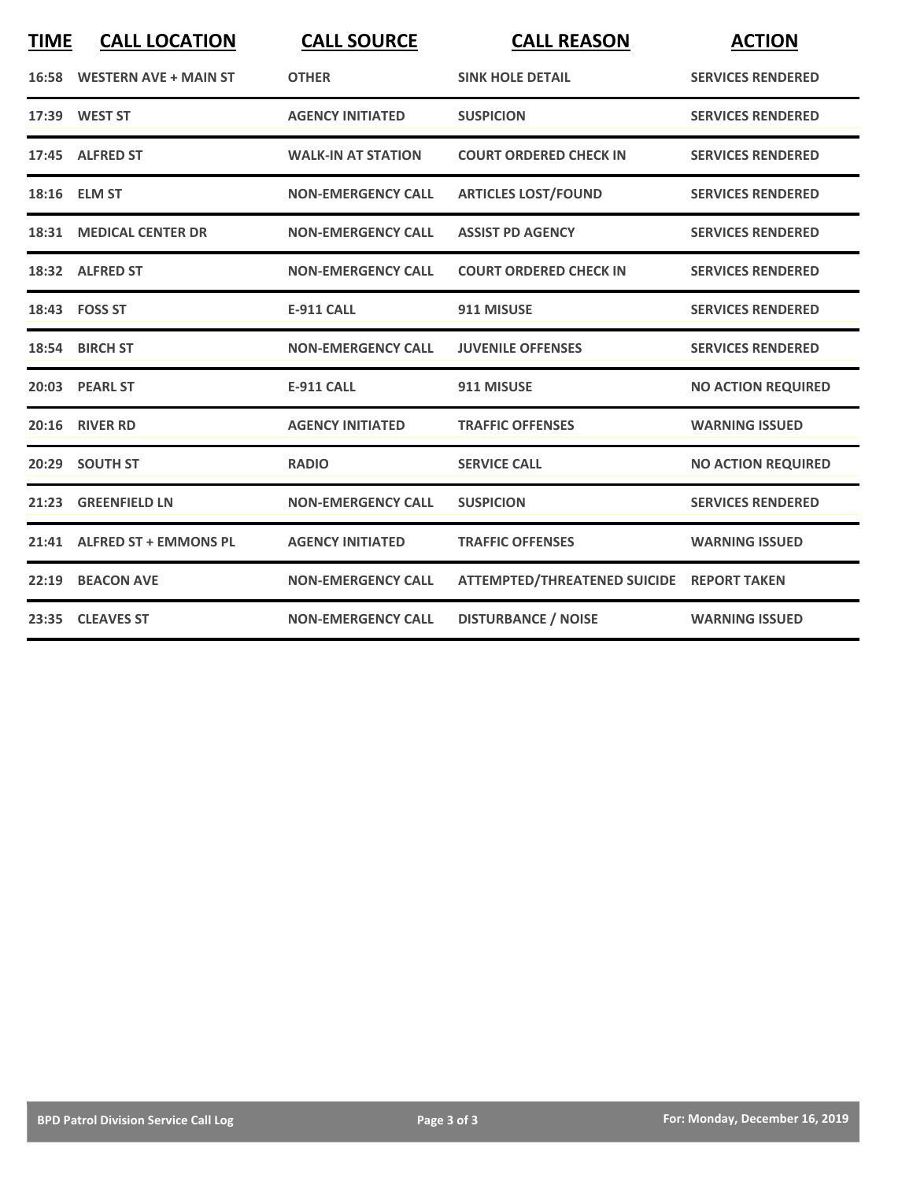| TIME | CALL LOCATION | CALL SOURCE | CALL REASON | ACTION |
|---|---|---|---|---|
| 16:58 | WESTERN AVE + MAIN ST | OTHER | SINK HOLE DETAIL | SERVICES RENDERED |
| 17:39 | WEST ST | AGENCY INITIATED | SUSPICION | SERVICES RENDERED |
| 17:45 | ALFRED ST | WALK-IN AT STATION | COURT ORDERED CHECK IN | SERVICES RENDERED |
| 18:16 | ELM ST | NON-EMERGENCY CALL | ARTICLES LOST/FOUND | SERVICES RENDERED |
| 18:31 | MEDICAL CENTER DR | NON-EMERGENCY CALL | ASSIST PD AGENCY | SERVICES RENDERED |
| 18:32 | ALFRED ST | NON-EMERGENCY CALL | COURT ORDERED CHECK IN | SERVICES RENDERED |
| 18:43 | FOSS ST | E-911 CALL | 911 MISUSE | SERVICES RENDERED |
| 18:54 | BIRCH ST | NON-EMERGENCY CALL | JUVENILE OFFENSES | SERVICES RENDERED |
| 20:03 | PEARL ST | E-911 CALL | 911 MISUSE | NO ACTION REQUIRED |
| 20:16 | RIVER RD | AGENCY INITIATED | TRAFFIC OFFENSES | WARNING ISSUED |
| 20:29 | SOUTH ST | RADIO | SERVICE CALL | NO ACTION REQUIRED |
| 21:23 | GREENFIELD LN | NON-EMERGENCY CALL | SUSPICION | SERVICES RENDERED |
| 21:41 | ALFRED ST + EMMONS PL | AGENCY INITIATED | TRAFFIC OFFENSES | WARNING ISSUED |
| 22:19 | BEACON AVE | NON-EMERGENCY CALL | ATTEMPTED/THREATENED SUICIDE | REPORT TAKEN |
| 23:35 | CLEAVES ST | NON-EMERGENCY CALL | DISTURBANCE / NOISE | WARNING ISSUED |